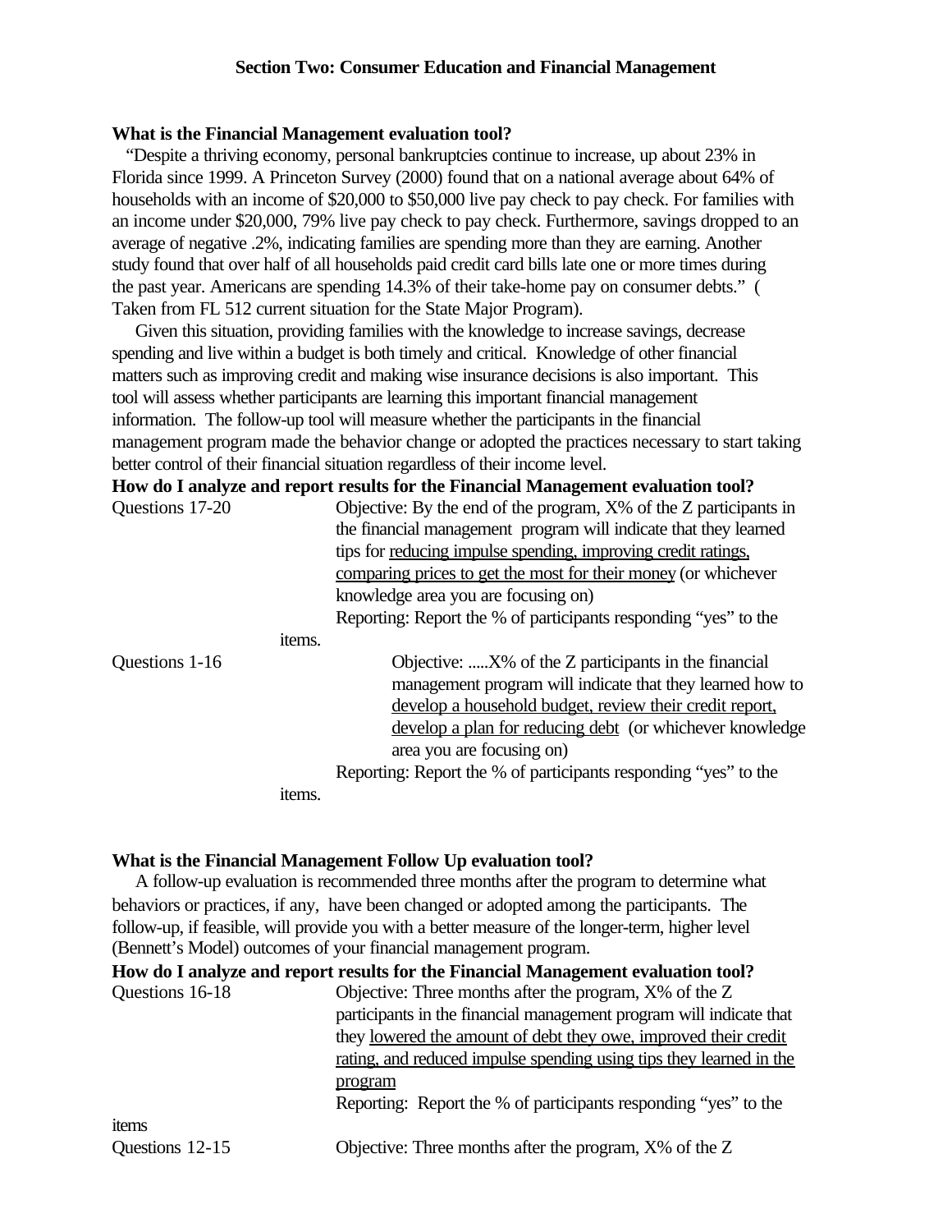**Section Two: Consumer Education and Financial Management**

**What is the Financial Management evaluation tool?**

"Despite a thriving economy, personal bankruptcies continue to increase, up about 23% in Florida since 1999. A Princeton Survey (2000) found that on a national average about 64% of households with an income of $20,000 to $50,000 live pay check to pay check. For families with an income under $20,000, 79% live pay check to pay check. Furthermore, savings dropped to an average of negative .2%, indicating families are spending more than they are earning. Another study found that over half of all households paid credit card bills late one or more times during the past year. Americans are spending 14.3% of their take-home pay on consumer debts." ( Taken from FL 512 current situation for the State Major Program).

Given this situation, providing families with the knowledge to increase savings, decrease spending and live within a budget is both timely and critical. Knowledge of other financial matters such as improving credit and making wise insurance decisions is also important. This tool will assess whether participants are learning this important financial management information. The follow-up tool will measure whether the participants in the financial management program made the behavior change or adopted the practices necessary to start taking better control of their financial situation regardless of their income level.

**How do I analyze and report results for the Financial Management evaluation tool?**

Questions 17-20

Objective: By the end of the program, X% of the Z participants in the financial management program will indicate that they learned tips for reducing impulse spending, improving credit ratings, comparing prices to get the most for their money (or whichever knowledge area you are focusing on)

Reporting: Report the % of participants responding "yes" to the items.

Questions 1-16

Objective: .....X% of the Z participants in the financial management program will indicate that they learned how to develop a household budget, review their credit report, develop a plan for reducing debt (or whichever knowledge area you are focusing on)

Reporting: Report the % of participants responding "yes" to the items.

**What is the Financial Management Follow Up evaluation tool?**

A follow-up evaluation is recommended three months after the program to determine what behaviors or practices, if any, have been changed or adopted among the participants. The follow-up, if feasible, will provide you with a better measure of the longer-term, higher level (Bennett's Model) outcomes of your financial management program.

**How do I analyze and report results for the Financial Management evaluation tool?**

Questions 16-18

Objective: Three months after the program, X% of the Z participants in the financial management program will indicate that they lowered the amount of debt they owe, improved their credit rating, and reduced impulse spending using tips they learned in the program

Reporting: Report the % of participants responding "yes" to the items

Questions 12-15

Objective: Three months after the program, X% of the Z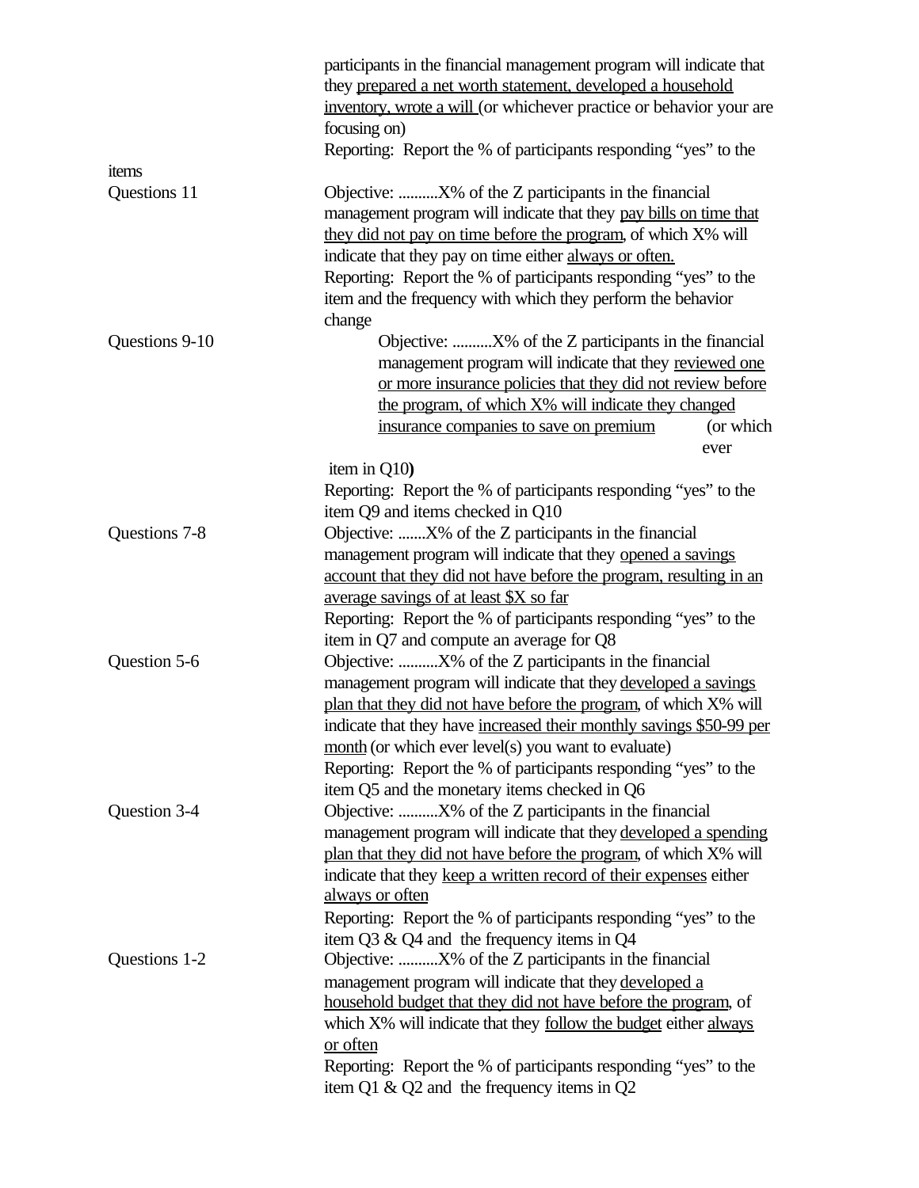participants in the financial management program will indicate that they <u>prepared a net worth statement, developed a household inventory, wrote a will</u> (or whichever practice or behavior your are focusing on)

Reporting: Report the % of participants responding "yes" to the items

**Questions 11**

Objective: ..........X% of the Z participants in the financial management program will indicate that they <u>pay bills on time that they did not pay on time before the program</u>, of which X% will indicate that they pay on time either <u>always or often.</u>

Reporting: Report the % of participants responding "yes" to the item and the frequency with which they perform the behavior change

**Questions 9-10**

Objective: ..........X% of the Z participants in the financial management program will indicate that they <u>reviewed one or more insurance policies that they did not review before the program, of which X% will indicate they changed insurance companies to save on premium</u> (or which ever item in Q10**)**

Reporting: Report the % of participants responding "yes" to the item Q9 and items checked in Q10

**Questions 7-8**

Objective: .......X% of the Z participants in the financial management program will indicate that they <u>opened a savings account that they did not have before the program, resulting in an average savings of at least $X so far</u>

Reporting: Report the % of participants responding "yes" to the item in Q7 and compute an average for Q8

**Question 5-6**

Objective: ..........X% of the Z participants in the financial management program will indicate that they <u>developed a savings plan that they did not have before the program</u>, of which X% will indicate that they have <u>increased their monthly savings $50-99 per month</u> (or which ever level(s) you want to evaluate)

Reporting: Report the % of participants responding "yes" to the item Q5 and the monetary items checked in Q6

**Question 3-4**

Objective: ..........X% of the Z participants in the financial management program will indicate that they <u>developed a spending plan that they did not have before the program</u>, of which X% will indicate that they <u>keep a written record of their expenses</u> either <u>always or often</u>

Reporting: Report the % of participants responding "yes" to the item Q3 & Q4 and the frequency items in Q4

**Questions 1-2**

Objective: ..........X% of the Z participants in the financial management program will indicate that they <u>developed a household budget that they did not have before the program</u>, of which X% will indicate that they <u>follow the budget</u> either <u>always or often</u>

Reporting: Report the % of participants responding "yes" to the item Q1 & Q2 and the frequency items in Q2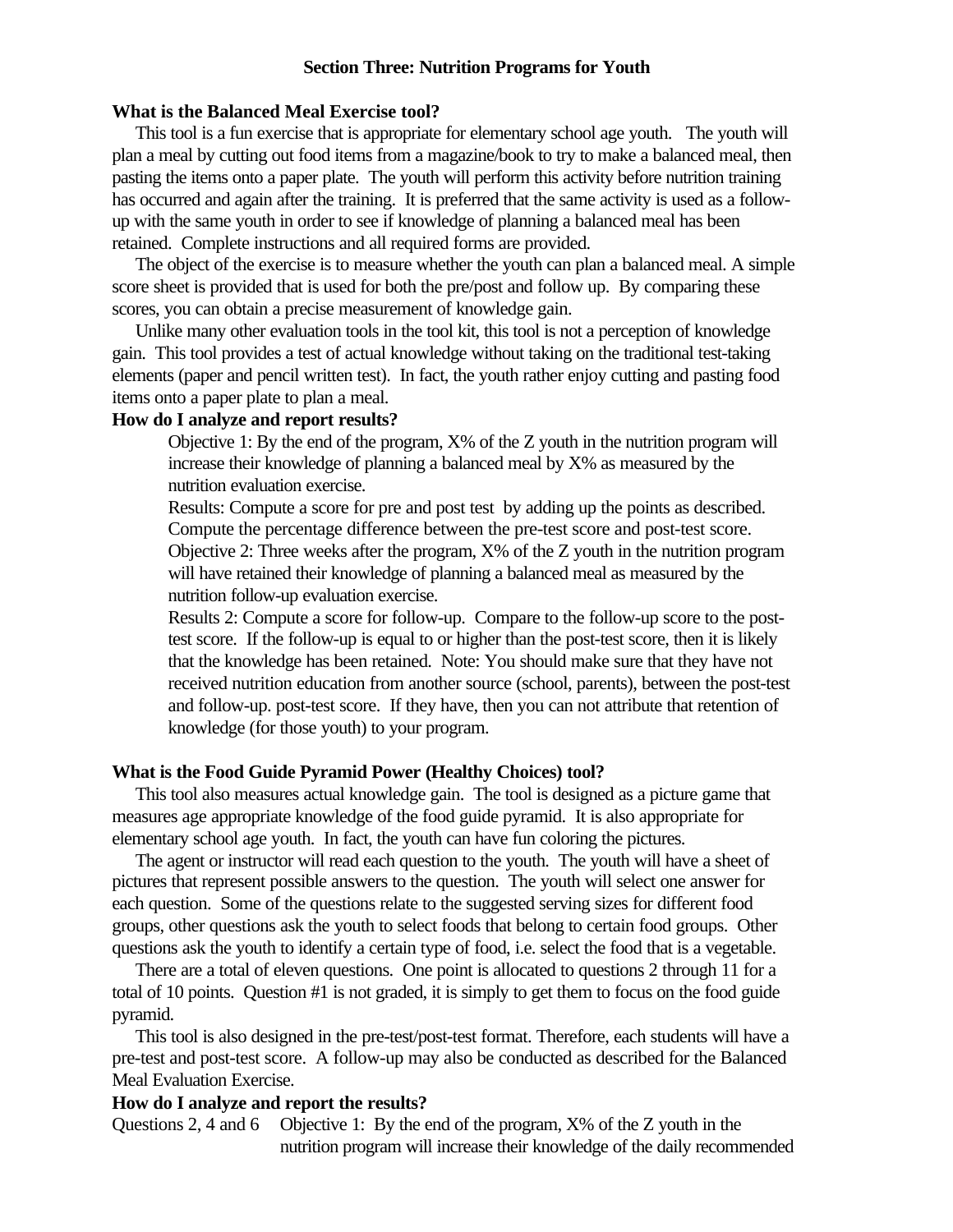## Section Three: Nutrition Programs for Youth

**What is the Balanced Meal Exercise tool?**

This tool is a fun exercise that is appropriate for elementary school age youth. The youth will plan a meal by cutting out food items from a magazine/book to try to make a balanced meal, then pasting the items onto a paper plate. The youth will perform this activity before nutrition training has occurred and again after the training. It is preferred that the same activity is used as a follow-up with the same youth in order to see if knowledge of planning a balanced meal has been retained. Complete instructions and all required forms are provided.

The object of the exercise is to measure whether the youth can plan a balanced meal. A simple score sheet is provided that is used for both the pre/post and follow up. By comparing these scores, you can obtain a precise measurement of knowledge gain.

Unlike many other evaluation tools in the tool kit, this tool is not a perception of knowledge gain. This tool provides a test of actual knowledge without taking on the traditional test-taking elements (paper and pencil written test). In fact, the youth rather enjoy cutting and pasting food items onto a paper plate to plan a meal.

**How do I analyze and report results?**

Objective 1: By the end of the program, X% of the Z youth in the nutrition program will increase their knowledge of planning a balanced meal by X% as measured by the nutrition evaluation exercise.

Results: Compute a score for pre and post test by adding up the points as described. Compute the percentage difference between the pre-test score and post-test score.

Objective 2: Three weeks after the program, X% of the Z youth in the nutrition program will have retained their knowledge of planning a balanced meal as measured by the nutrition follow-up evaluation exercise.

Results 2: Compute a score for follow-up. Compare to the follow-up score to the post-test score. If the follow-up is equal to or higher than the post-test score, then it is likely that the knowledge has been retained. Note: You should make sure that they have not received nutrition education from another source (school, parents), between the post-test and follow-up. post-test score. If they have, then you can not attribute that retention of knowledge (for those youth) to your program.

**What is the Food Guide Pyramid Power (Healthy Choices) tool?**

This tool also measures actual knowledge gain. The tool is designed as a picture game that measures age appropriate knowledge of the food guide pyramid. It is also appropriate for elementary school age youth. In fact, the youth can have fun coloring the pictures.

The agent or instructor will read each question to the youth. The youth will have a sheet of pictures that represent possible answers to the question. The youth will select one answer for each question. Some of the questions relate to the suggested serving sizes for different food groups, other questions ask the youth to select foods that belong to certain food groups. Other questions ask the youth to identify a certain type of food, i.e. select the food that is a vegetable.

There are a total of eleven questions. One point is allocated to questions 2 through 11 for a total of 10 points. Question #1 is not graded, it is simply to get them to focus on the food guide pyramid.

This tool is also designed in the pre-test/post-test format. Therefore, each students will have a pre-test and post-test score. A follow-up may also be conducted as described for the Balanced Meal Evaluation Exercise.

**How do I analyze and report the results?**

Questions 2, 4 and 6 Objective 1: By the end of the program, X% of the Z youth in the nutrition program will increase their knowledge of the daily recommended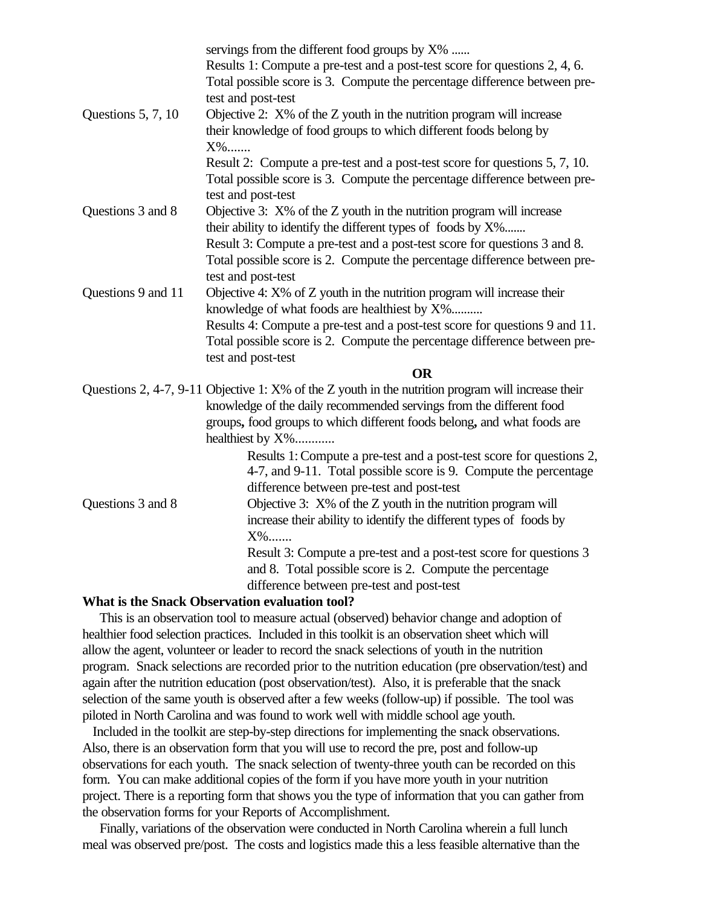servings from the different food groups by X% ......

Results 1: Compute a pre-test and a post-test score for questions 2, 4, 6. Total possible score is 3. Compute the percentage difference between pre-test and post-test

Questions 5, 7, 10 — Objective 2: X% of the Z youth in the nutrition program will increase their knowledge of food groups to which different foods belong by X%.......

Result 2: Compute a pre-test and a post-test score for questions 5, 7, 10. Total possible score is 3. Compute the percentage difference between pre-test and post-test

Questions 3 and 8 — Objective 3: X% of the Z youth in the nutrition program will increase their ability to identify the different types of foods by X%.......

Result 3: Compute a pre-test and a post-test score for questions 3 and 8. Total possible score is 2. Compute the percentage difference between pre-test and post-test

Questions 9 and 11 — Objective 4: X% of Z youth in the nutrition program will increase their knowledge of what foods are healthiest by X%..........

Results 4: Compute a pre-test and a post-test score for questions 9 and 11. Total possible score is 2. Compute the percentage difference between pre-test and post-test

**OR**

Questions 2, 4-7, 9-11 — Objective 1: X% of the Z youth in the nutrition program will increase their knowledge of the daily recommended servings from the different food groups**,** food groups to which different foods belong**,** and what foods are healthiest by X%............

Results 1: Compute a pre-test and a post-test score for questions 2, 4-7, and 9-11. Total possible score is 9. Compute the percentage difference between pre-test and post-test

Questions 3 and 8 — Objective 3: X% of the Z youth in the nutrition program will increase their ability to identify the different types of foods by X%.......

Result 3: Compute a pre-test and a post-test score for questions 3 and 8. Total possible score is 2. Compute the percentage difference between pre-test and post-test

**What is the Snack Observation evaluation tool?**

This is an observation tool to measure actual (observed) behavior change and adoption of healthier food selection practices. Included in this toolkit is an observation sheet which will allow the agent, volunteer or leader to record the snack selections of youth in the nutrition program. Snack selections are recorded prior to the nutrition education (pre observation/test) and again after the nutrition education (post observation/test). Also, it is preferable that the snack selection of the same youth is observed after a few weeks (follow-up) if possible. The tool was piloted in North Carolina and was found to work well with middle school age youth.

Included in the toolkit are step-by-step directions for implementing the snack observations. Also, there is an observation form that you will use to record the pre, post and follow-up observations for each youth. The snack selection of twenty-three youth can be recorded on this form. You can make additional copies of the form if you have more youth in your nutrition project. There is a reporting form that shows you the type of information that you can gather from the observation forms for your Reports of Accomplishment.

Finally, variations of the observation were conducted in North Carolina wherein a full lunch meal was observed pre/post. The costs and logistics made this a less feasible alternative than the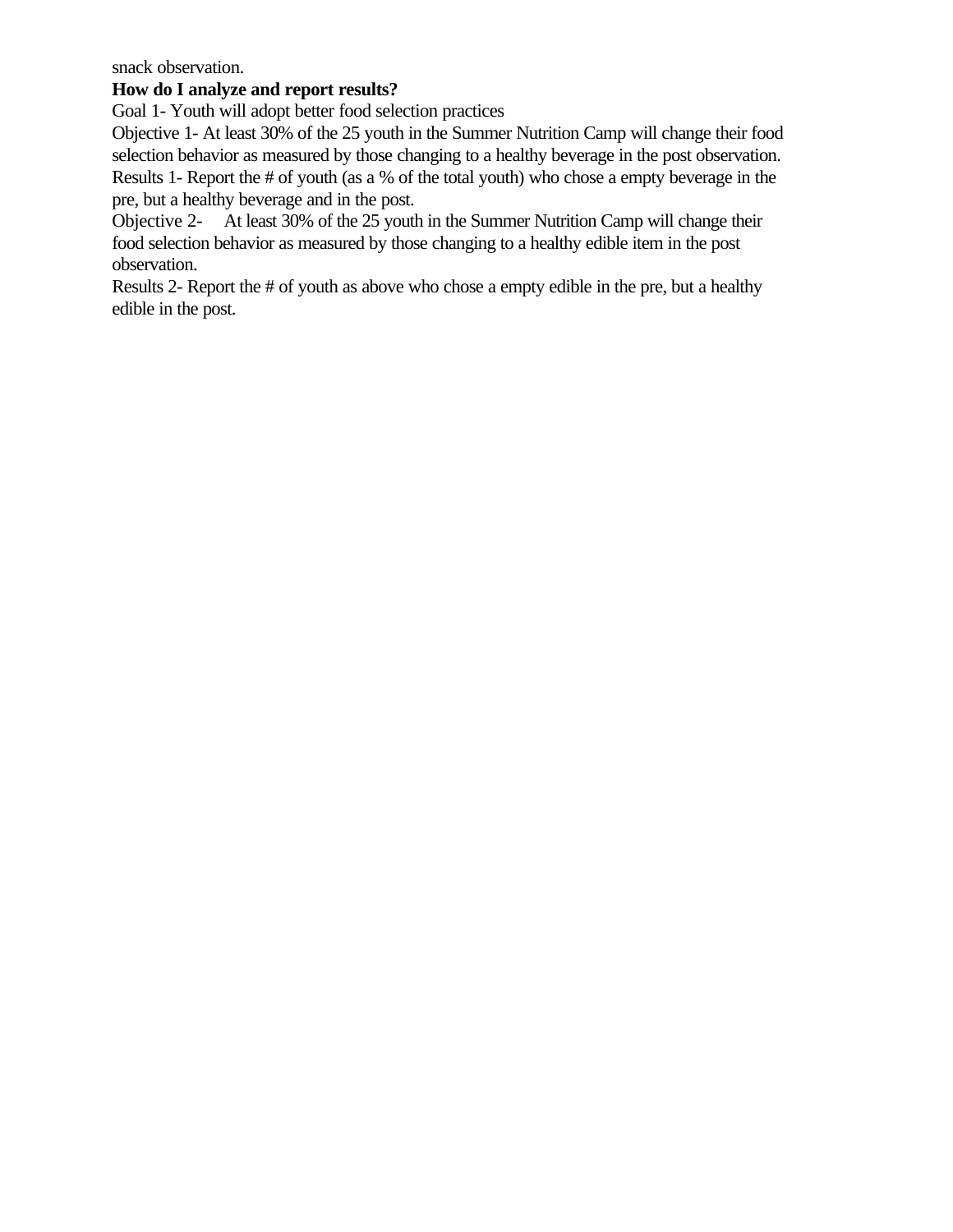snack observation.

**How do I analyze and report results?**

Goal 1- Youth will adopt better food selection practices

Objective 1- At least 30% of the 25 youth in the Summer Nutrition Camp will change their food selection behavior as measured by those changing to a healthy beverage in the post observation.

Results 1- Report the # of youth (as a % of the total youth) who chose a empty beverage in the pre, but a healthy beverage and in the post.

Objective 2- At least 30% of the 25 youth in the Summer Nutrition Camp will change their food selection behavior as measured by those changing to a healthy edible item in the post observation.

Results 2- Report the # of youth as above who chose a empty edible in the pre, but a healthy edible in the post.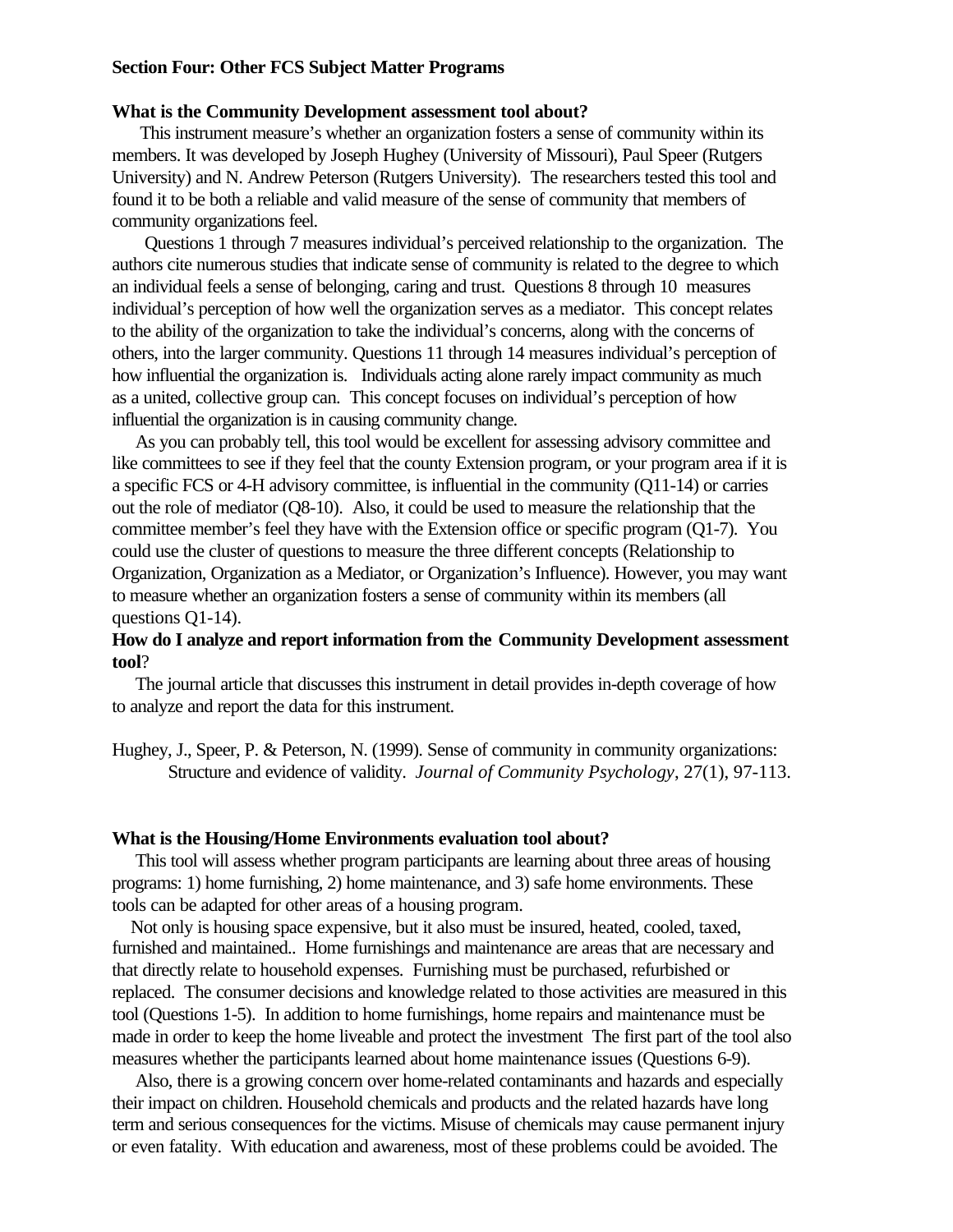**Section Four: Other FCS Subject Matter Programs**

**What is the Community Development assessment tool about?**

This instrument measure's whether an organization fosters a sense of community within its members. It was developed by Joseph Hughey (University of Missouri), Paul Speer (Rutgers University) and N. Andrew Peterson (Rutgers University). The researchers tested this tool and found it to be both a reliable and valid measure of the sense of community that members of community organizations feel.

Questions 1 through 7 measures individual's perceived relationship to the organization. The authors cite numerous studies that indicate sense of community is related to the degree to which an individual feels a sense of belonging, caring and trust. Questions 8 through 10 measures individual's perception of how well the organization serves as a mediator. This concept relates to the ability of the organization to take the individual's concerns, along with the concerns of others, into the larger community. Questions 11 through 14 measures individual's perception of how influential the organization is. Individuals acting alone rarely impact community as much as a united, collective group can. This concept focuses on individual's perception of how influential the organization is in causing community change.

As you can probably tell, this tool would be excellent for assessing advisory committee and like committees to see if they feel that the county Extension program, or your program area if it is a specific FCS or 4-H advisory committee, is influential in the community (Q11-14) or carries out the role of mediator (Q8-10). Also, it could be used to measure the relationship that the committee member's feel they have with the Extension office or specific program (Q1-7). You could use the cluster of questions to measure the three different concepts (Relationship to Organization, Organization as a Mediator, or Organization's Influence). However, you may want to measure whether an organization fosters a sense of community within its members (all questions Q1-14).

**How do I analyze and report information from the Community Development assessment tool**?

The journal article that discusses this instrument in detail provides in-depth coverage of how to analyze and report the data for this instrument.

Hughey, J., Speer, P. & Peterson, N. (1999). Sense of community in community organizations: Structure and evidence of validity. *Journal of Community Psychology*, 27(1), 97-113.

**What is the Housing/Home Environments evaluation tool about?**

This tool will assess whether program participants are learning about three areas of housing programs: 1) home furnishing, 2) home maintenance, and 3) safe home environments. These tools can be adapted for other areas of a housing program.

Not only is housing space expensive, but it also must be insured, heated, cooled, taxed, furnished and maintained.. Home furnishings and maintenance are areas that are necessary and that directly relate to household expenses. Furnishing must be purchased, refurbished or replaced. The consumer decisions and knowledge related to those activities are measured in this tool (Questions 1-5). In addition to home furnishings, home repairs and maintenance must be made in order to keep the home liveable and protect the investment The first part of the tool also measures whether the participants learned about home maintenance issues (Questions 6-9).

Also, there is a growing concern over home-related contaminants and hazards and especially their impact on children. Household chemicals and products and the related hazards have long term and serious consequences for the victims. Misuse of chemicals may cause permanent injury or even fatality. With education and awareness, most of these problems could be avoided. The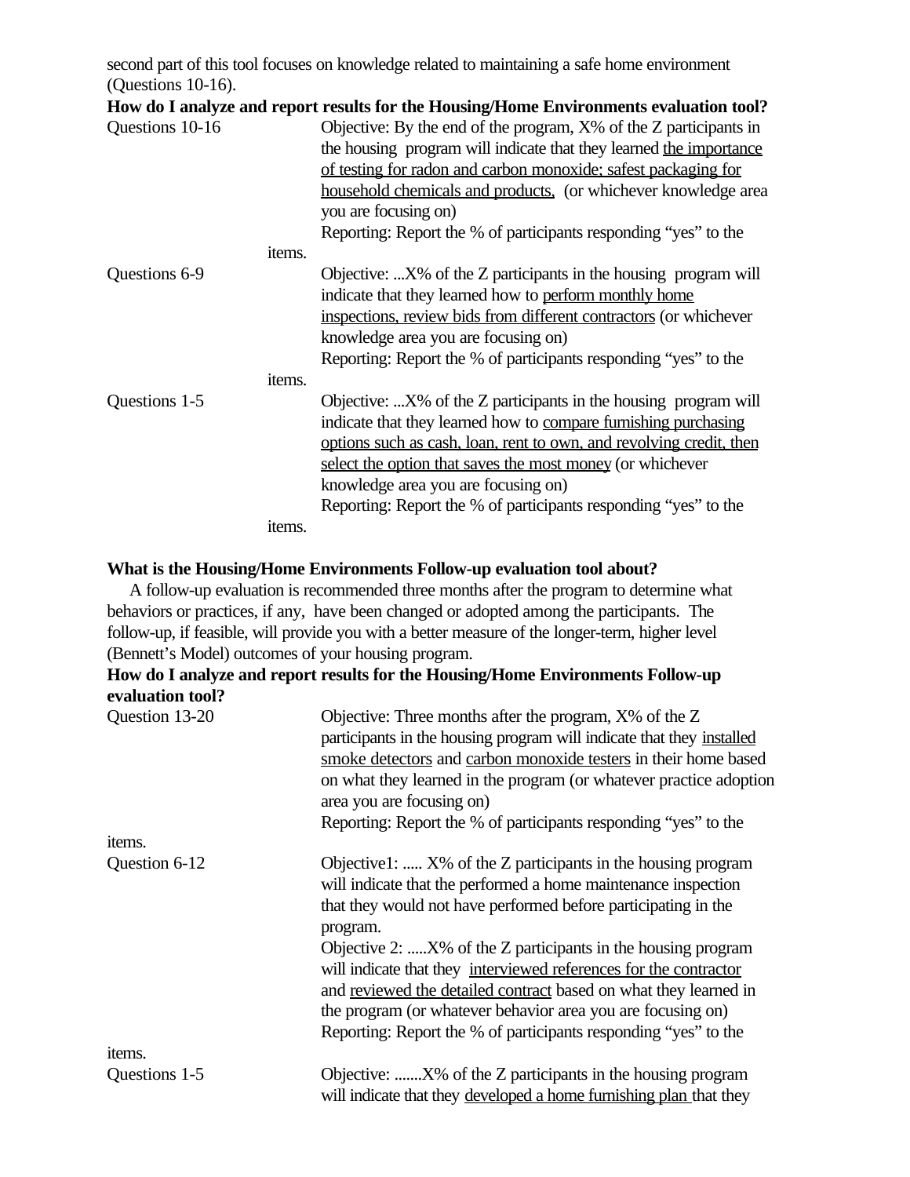second part of this tool focuses on knowledge related to maintaining a safe home environment (Questions 10-16).

**How do I analyze and report results for the Housing/Home Environments evaluation tool?**

Questions 10-16 — Objective: By the end of the program, X% of the Z participants in the housing program will indicate that they learned the importance of testing for radon and carbon monoxide; safest packaging for household chemicals and products, (or whichever knowledge area you are focusing on)
Reporting: Report the % of participants responding "yes" to the items.

Questions 6-9 — Objective: ...X% of the Z participants in the housing program will indicate that they learned how to perform monthly home inspections, review bids from different contractors (or whichever knowledge area you are focusing on)
Reporting: Report the % of participants responding "yes" to the items.

Questions 1-5 — Objective: ...X% of the Z participants in the housing program will indicate that they learned how to compare furnishing purchasing options such as cash, loan, rent to own, and revolving credit, then select the option that saves the most money (or whichever knowledge area you are focusing on)
Reporting: Report the % of participants responding "yes" to the items.

**What is the Housing/Home Environments Follow-up evaluation tool about?**

A follow-up evaluation is recommended three months after the program to determine what behaviors or practices, if any, have been changed or adopted among the participants. The follow-up, if feasible, will provide you with a better measure of the longer-term, higher level (Bennett's Model) outcomes of your housing program.

**How do I analyze and report results for the Housing/Home Environments Follow-up evaluation tool?**

Question 13-20 — Objective: Three months after the program, X% of the Z participants in the housing program will indicate that they installed smoke detectors and carbon monoxide testers in their home based on what they learned in the program (or whatever practice adoption area you are focusing on)
Reporting: Report the % of participants responding "yes" to the items.

Question 6-12 — Objective1: ..... X% of the Z participants in the housing program will indicate that the performed a home maintenance inspection that they would not have performed before participating in the program.
Objective 2: .....X% of the Z participants in the housing program will indicate that they interviewed references for the contractor and reviewed the detailed contract based on what they learned in the program (or whatever behavior area you are focusing on)
Reporting: Report the % of participants responding "yes" to the items.

Questions 1-5 — Objective: .......X% of the Z participants in the housing program will indicate that they developed a home furnishing plan that they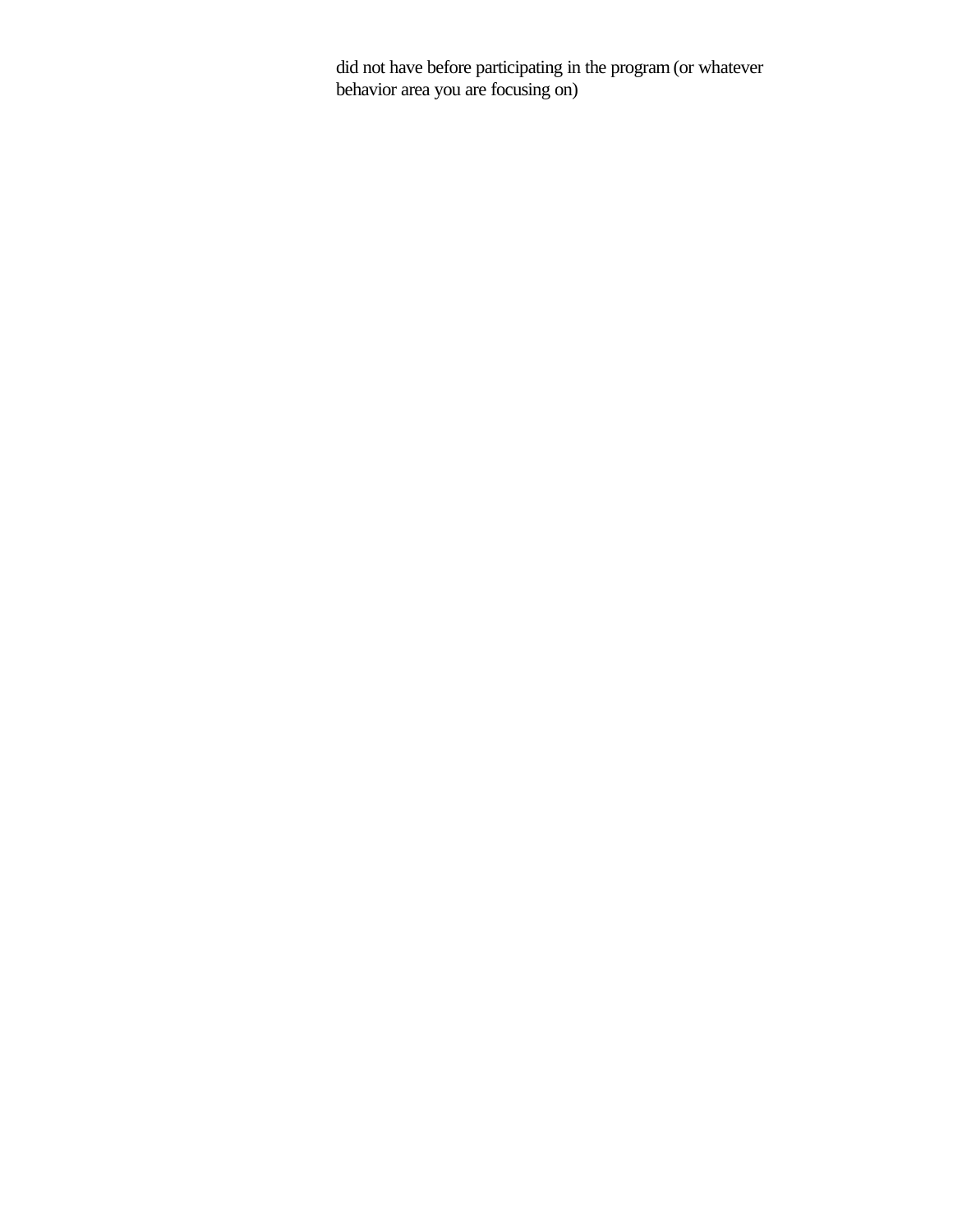did not have before participating in the program (or whatever behavior area you are focusing on)